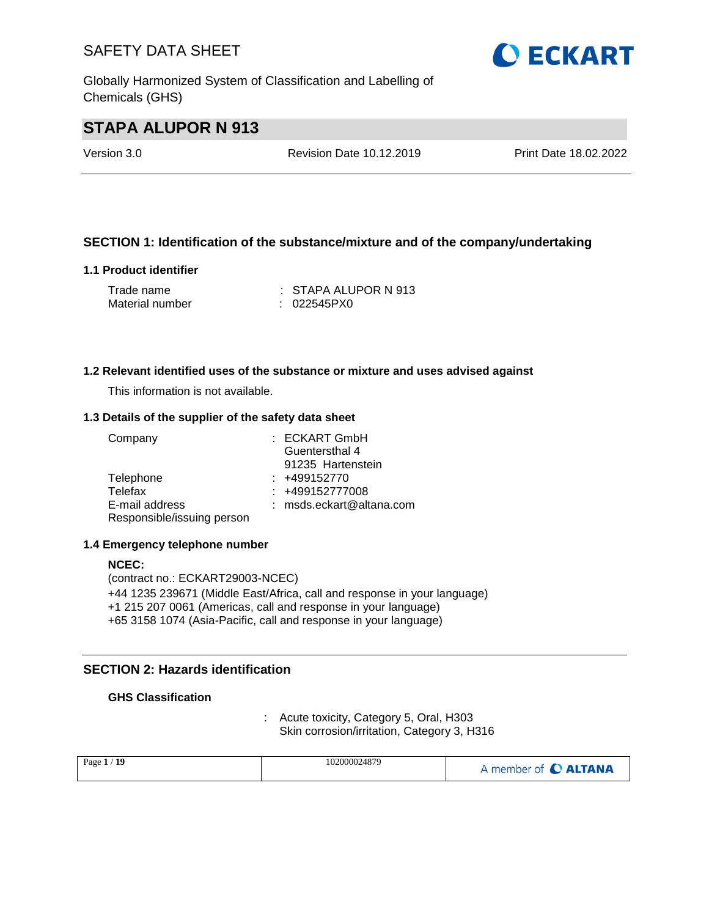# SAFETY DATA SHEET

Globally Harmonized System of Classification and Labelling of Chemicals (GHS)

## STAPA ALUPOR N 913

Version 3.0 | Revision Date 10.12.2019 | Print Date 18.02.2022

## SECTION 1: Identification of the substance/mixture and of the company/undertaking

### 1.1 Product identifier

Trade name : STAPA ALUPOR N 913
Material number : 022545PX0

### 1.2 Relevant identified uses of the substance or mixture and uses advised against

This information is not available.

### 1.3 Details of the supplier of the safety data sheet

Company : ECKART GmbH
Guentersthal 4
91235 Hartenstein
Telephone : +499152770
Telefax : +499152777008
E-mail address : msds.eckart@altana.com
Responsible/issuing person

### 1.4 Emergency telephone number

**NCEC:**
(contract no.: ECKART29003-NCEC)
+44 1235 239671 (Middle East/Africa, call and response in your language)
+1 215 207 0061 (Americas, call and response in your language)
+65 3158 1074 (Asia-Pacific, call and response in your language)

## SECTION 2: Hazards identification

**GHS Classification**

: Acute toxicity, Category 5, Oral, H303
Skin corrosion/irritation, Category 3, H316

102000024879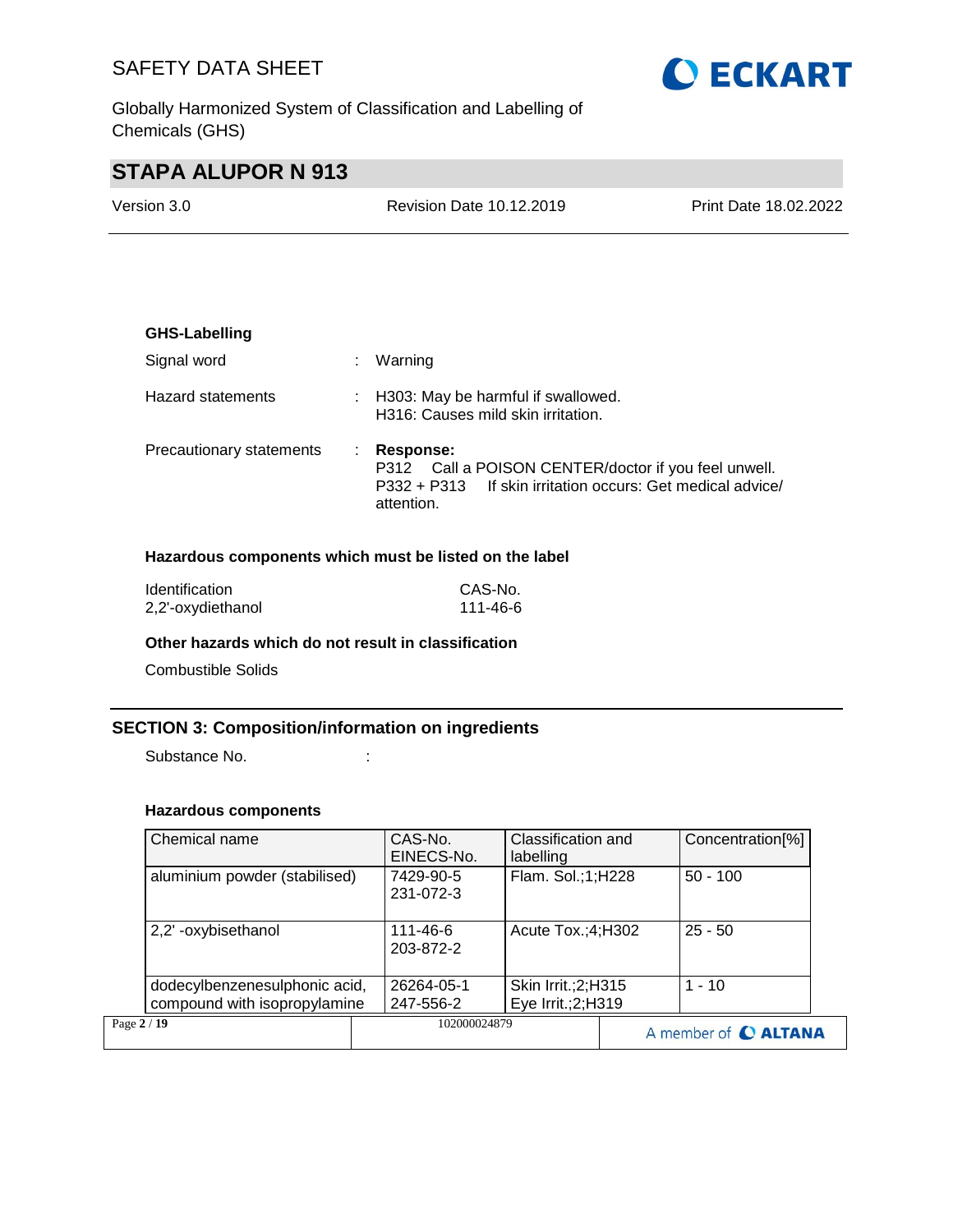**GHS-Labelling**

Signal word : Warning

Hazard statements : H303: May be harmful if swallowed.
H316: Causes mild skin irritation.

Precautionary statements : **Response:**
P312 Call a POISON CENTER/doctor if you feel unwell.
P332 + P313 If skin irritation occurs: Get medical advice/ attention.

**Hazardous components which must be listed on the label**

| Identification | CAS-No. |
| --- | --- |
| 2,2'-oxydiethanol | 111-46-6 |

**Other hazards which do not result in classification**

Combustible Solids

## SECTION 3: Composition/information on ingredients

Substance No. :

**Hazardous components**

| Chemical name | CAS-No.<br>EINECS-No. | Classification and labelling | Concentration[%] |
| --- | --- | --- | --- |
| aluminium powder (stabilised) | 7429-90-5<br>231-072-3 | Flam. Sol.;1;H228 | 50 - 100 |
| 2,2' -oxybisethanol | 111-46-6<br>203-872-2 | Acute Tox.;4;H302 | 25 - 50 |
| dodecylbenzenesulphonic acid, compound with isopropylamine | 26264-05-1<br>247-556-2 | Skin Irrit.;2;H315<br>Eye Irrit.;2;H319 | 1 - 10 |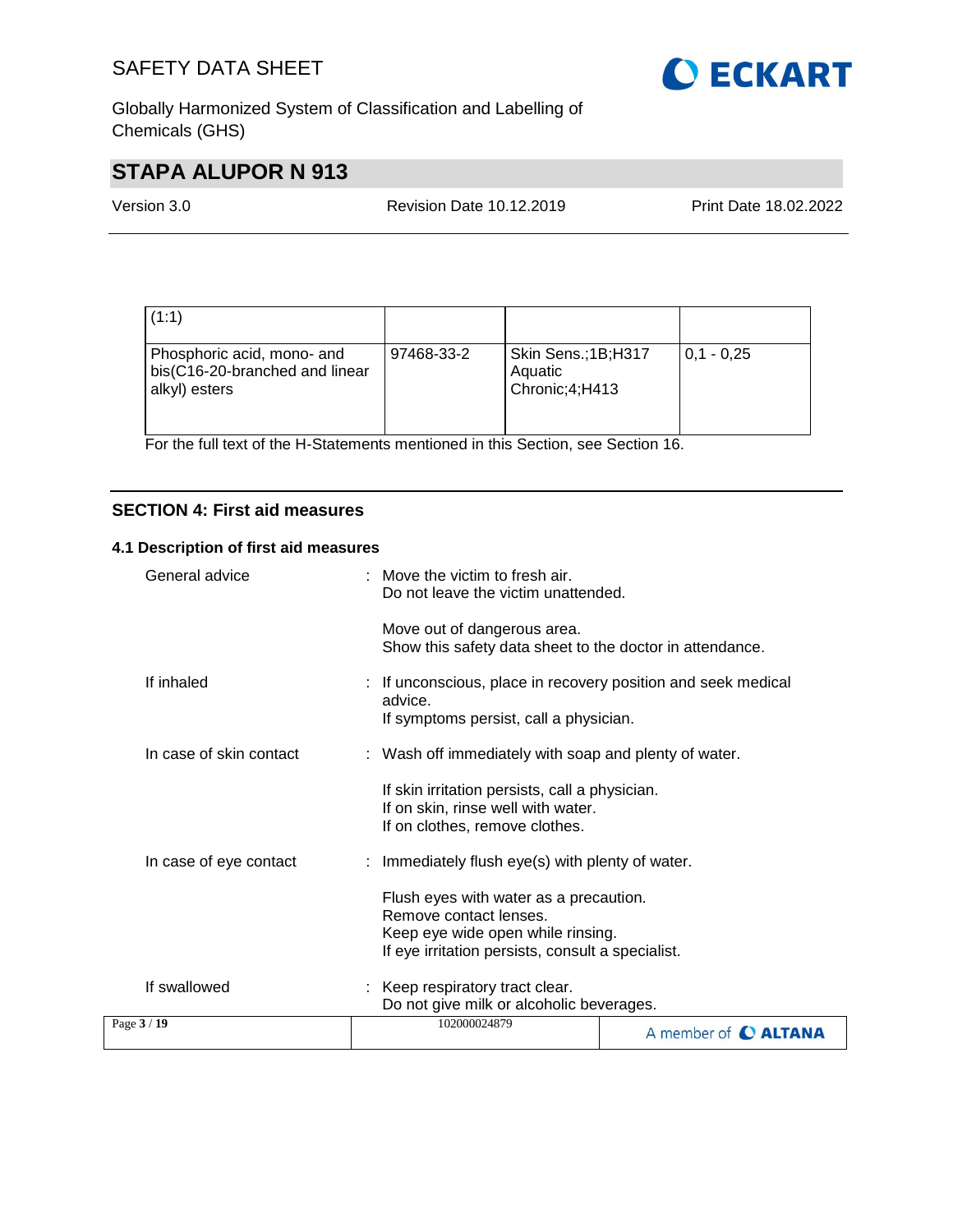| | | | |
|---|---|---|---|
| (1:1) | | | |
| Phosphoric acid, mono- and bis(C16-20-branched and linear alkyl) esters | 97468-33-2 | Skin Sens.;1B;H317<br>Aquatic Chronic;4;H413 | 0,1 - 0,25 |

For the full text of the H-Statements mentioned in this Section, see Section 16.

## SECTION 4: First aid measures

### 4.1 Description of first aid measures

General advice : Move the victim to fresh air.
Do not leave the victim unattended.

Move out of dangerous area.
Show this safety data sheet to the doctor in attendance.

If inhaled : If unconscious, place in recovery position and seek medical advice.
If symptoms persist, call a physician.

In case of skin contact : Wash off immediately with soap and plenty of water.

If skin irritation persists, call a physician.
If on skin, rinse well with water.
If on clothes, remove clothes.

In case of eye contact : Immediately flush eye(s) with plenty of water.

Flush eyes with water as a precaution.
Remove contact lenses.
Keep eye wide open while rinsing.
If eye irritation persists, consult a specialist.

If swallowed : Keep respiratory tract clear.
Do not give milk or alcoholic beverages.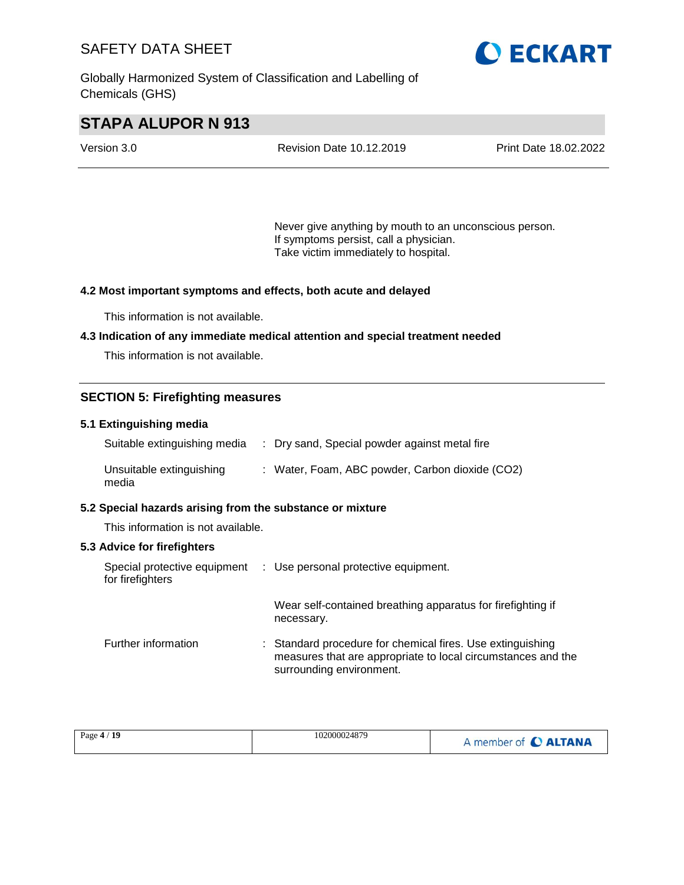Never give anything by mouth to an unconscious person.
If symptoms persist, call a physician.
Take victim immediately to hospital.

### 4.2 Most important symptoms and effects, both acute and delayed

This information is not available.

### 4.3 Indication of any immediate medical attention and special treatment needed

This information is not available.

## SECTION 5: Firefighting measures

### 5.1 Extinguishing media

| | |
|---|---|
| Suitable extinguishing media | : Dry sand, Special powder against metal fire |
| Unsuitable extinguishing media | : Water, Foam, ABC powder, Carbon dioxide ($CO_2$) |

### 5.2 Special hazards arising from the substance or mixture

This information is not available.

### 5.3 Advice for firefighters

| | |
|---|---|
| Special protective equipment for firefighters | : Use personal protective equipment. |
| | Wear self-contained breathing apparatus for firefighting if necessary. |
| Further information | : Standard procedure for chemical fires. Use extinguishing measures that are appropriate to local circumstances and the surrounding environment. |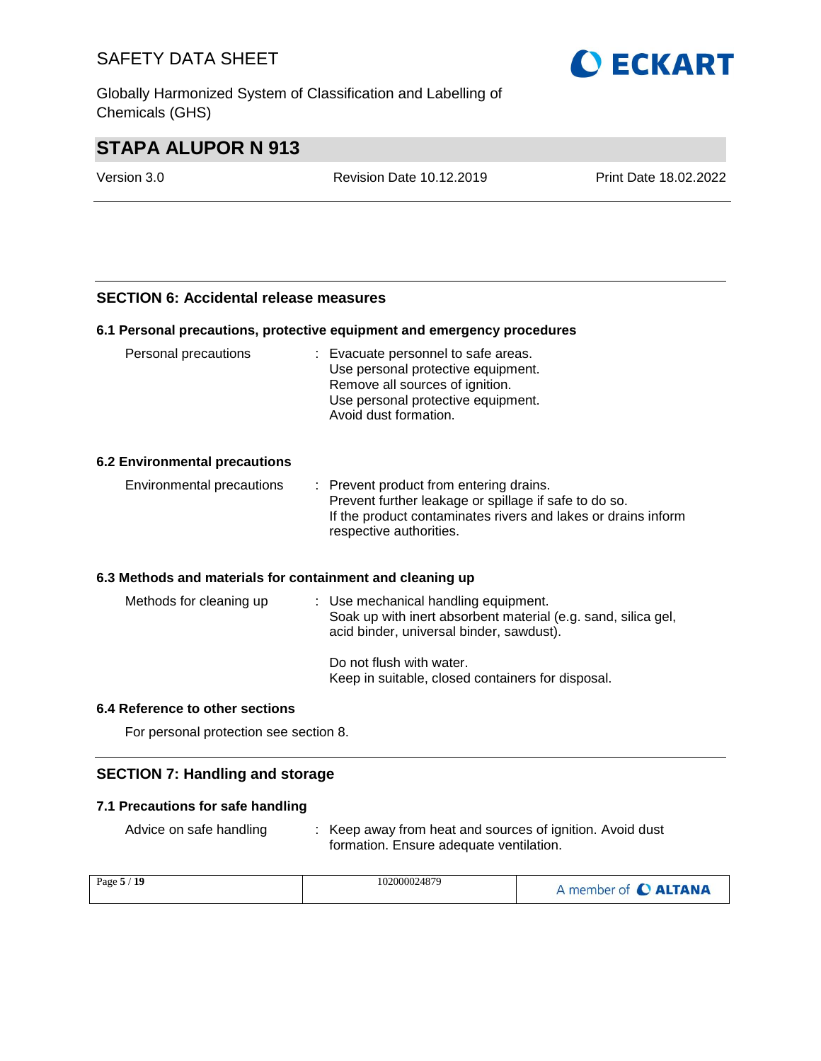## SECTION 6: Accidental release measures

### 6.1 Personal precautions, protective equipment and emergency procedures

Personal precautions : Evacuate personnel to safe areas.
Use personal protective equipment.
Remove all sources of ignition.
Use personal protective equipment.
Avoid dust formation.

### 6.2 Environmental precautions

Environmental precautions : Prevent product from entering drains.
Prevent further leakage or spillage if safe to do so.
If the product contaminates rivers and lakes or drains inform respective authorities.

### 6.3 Methods and materials for containment and cleaning up

Methods for cleaning up : Use mechanical handling equipment.
Soak up with inert absorbent material (e.g. sand, silica gel, acid binder, universal binder, sawdust).

Do not flush with water.
Keep in suitable, closed containers for disposal.

### 6.4 Reference to other sections

For personal protection see section 8.

## SECTION 7: Handling and storage

### 7.1 Precautions for safe handling

Advice on safe handling : Keep away from heat and sources of ignition. Avoid dust formation. Ensure adequate ventilation.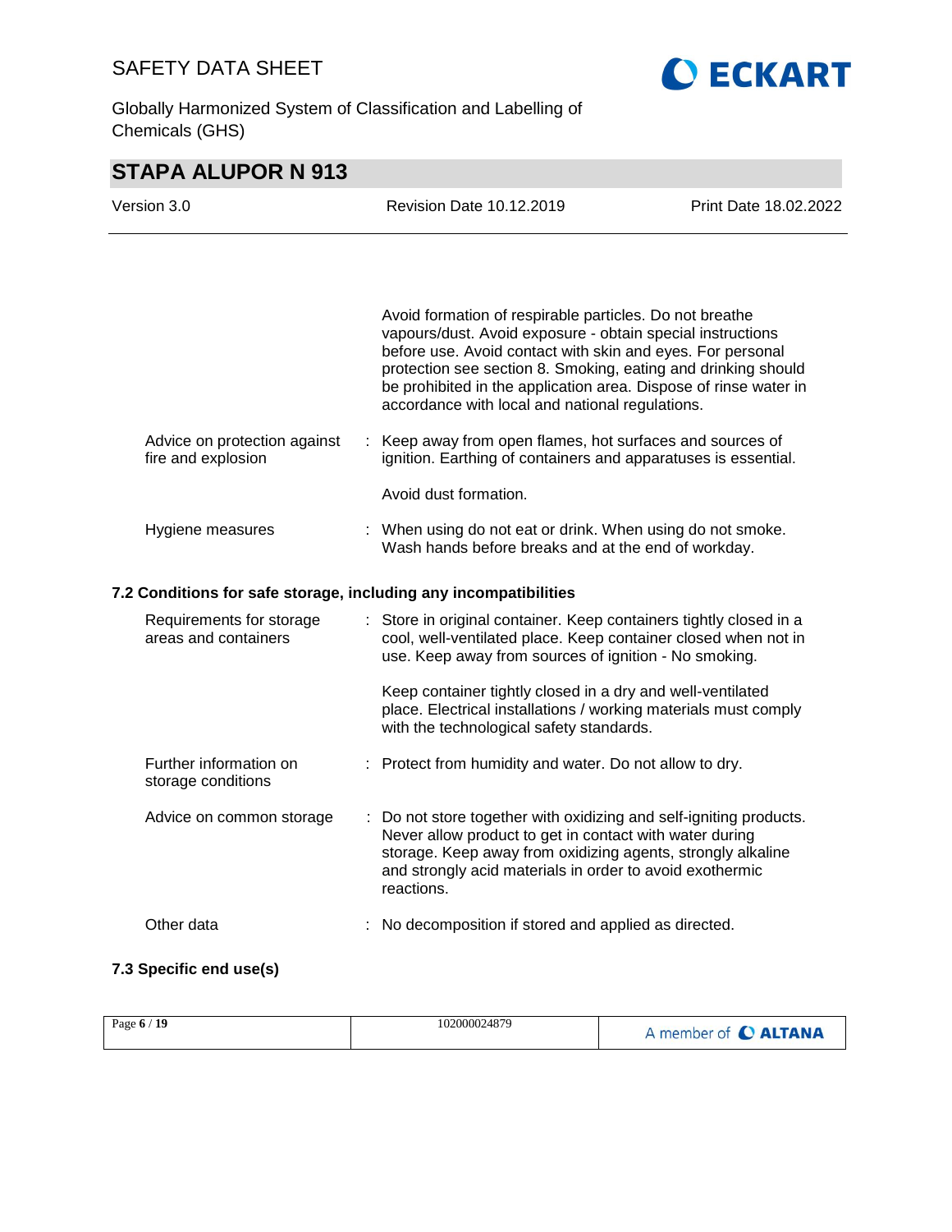Avoid formation of respirable particles. Do not breathe vapours/dust. Avoid exposure - obtain special instructions before use. Avoid contact with skin and eyes. For personal protection see section 8. Smoking, eating and drinking should be prohibited in the application area. Dispose of rinse water in accordance with local and national regulations.

| | | |
|---|---|---|
| Advice on protection against fire and explosion | : | Keep away from open flames, hot surfaces and sources of ignition. Earthing of containers and apparatuses is essential. |
| | | Avoid dust formation. |
| Hygiene measures | : | When using do not eat or drink. When using do not smoke. Wash hands before breaks and at the end of workday. |

### 7.2 Conditions for safe storage, including any incompatibilities

| | | |
|---|---|---|
| Requirements for storage areas and containers | : | Store in original container. Keep containers tightly closed in a cool, well-ventilated place. Keep container closed when not in use. Keep away from sources of ignition - No smoking. |
| | | Keep container tightly closed in a dry and well-ventilated place. Electrical installations / working materials must comply with the technological safety standards. |
| Further information on storage conditions | : | Protect from humidity and water. Do not allow to dry. |
| Advice on common storage | : | Do not store together with oxidizing and self-igniting products. Never allow product to get in contact with water during storage. Keep away from oxidizing agents, strongly alkaline and strongly acid materials in order to avoid exothermic reactions. |
| Other data | : | No decomposition if stored and applied as directed. |

### 7.3 Specific end use(s)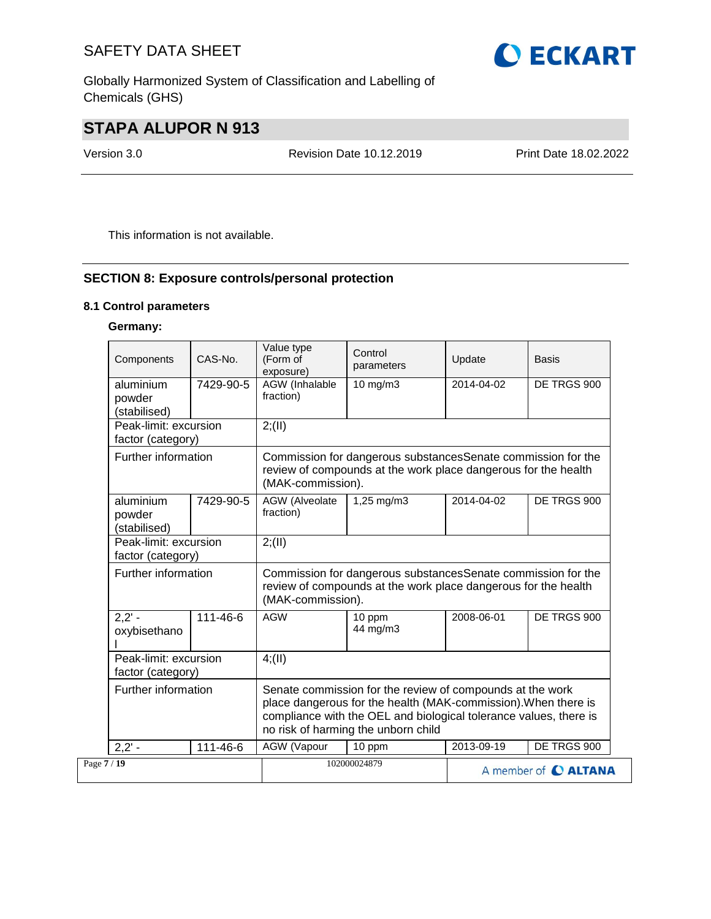This information is not available.

## SECTION 8: Exposure controls/personal protection

### 8.1 Control parameters

**Germany:**

| Components | CAS-No. | Value type (Form of exposure) | Control parameters | Update | Basis |
|---|---|---|---|---|---|
| aluminium powder (stabilised) | 7429-90-5 | AGW (Inhalable fraction) | 10 mg/m3 | 2014-04-02 | DE TRGS 900 |
| Peak-limit: excursion factor (category) | | 2;(II) | | | |
| Further information | | Commission for dangerous substancesSenate commission for the review of compounds at the work place dangerous for the health (MAK-commission). | | | |
| aluminium powder (stabilised) | 7429-90-5 | AGW (Alveolate fraction) | 1,25 mg/m3 | 2014-04-02 | DE TRGS 900 |
| Peak-limit: excursion factor (category) | | 2;(II) | | | |
| Further information | | Commission for dangerous substancesSenate commission for the review of compounds at the work place dangerous for the health (MAK-commission). | | | |
| 2,2' - oxybisethanol | 111-46-6 | AGW | 10 ppm<br>44 mg/m3 | 2008-06-01 | DE TRGS 900 |
| Peak-limit: excursion factor (category) | | 4;(II) | | | |
| Further information | | Senate commission for the review of compounds at the work place dangerous for the health (MAK-commission).When there is compliance with the OEL and biological tolerance values, there is no risk of harming the unborn child | | | |
| 2,2' - | 111-46-6 | AGW (Vapour | 10 ppm | 2013-09-19 | DE TRGS 900 |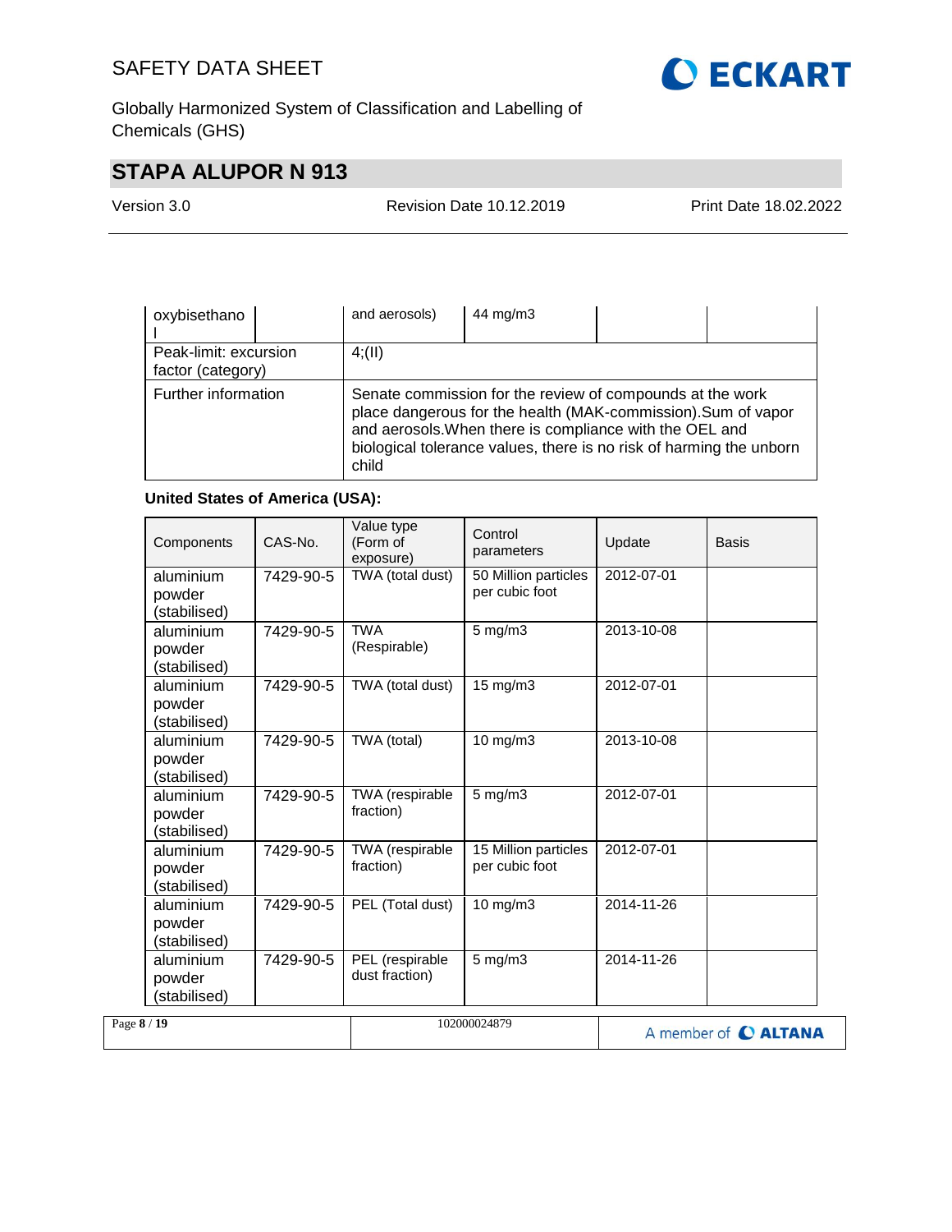| | | | | | |
|---|---|---|---|---|---|
| oxybisethano l | | and aerosols) | 44 mg/m3 | | |
| Peak-limit: excursion factor (category) | | 4;(II) | | | |
| Further information | | Senate commission for the review of compounds at the work place dangerous for the health (MAK-commission).Sum of vapor and aerosols.When there is compliance with the OEL and biological tolerance values, there is no risk of harming the unborn child | | | |

**United States of America (USA):**

| Components | CAS-No. | Value type (Form of exposure) | Control parameters | Update | Basis |
|---|---|---|---|---|---|
| aluminium powder (stabilised) | 7429-90-5 | TWA (total dust) | 50 Million particles per cubic foot | 2012-07-01 | |
| aluminium powder (stabilised) | 7429-90-5 | TWA (Respirable) | 5 mg/m3 | 2013-10-08 | |
| aluminium powder (stabilised) | 7429-90-5 | TWA (total dust) | 15 mg/m3 | 2012-07-01 | |
| aluminium powder (stabilised) | 7429-90-5 | TWA (total) | 10 mg/m3 | 2013-10-08 | |
| aluminium powder (stabilised) | 7429-90-5 | TWA (respirable fraction) | 5 mg/m3 | 2012-07-01 | |
| aluminium powder (stabilised) | 7429-90-5 | TWA (respirable fraction) | 15 Million particles per cubic foot | 2012-07-01 | |
| aluminium powder (stabilised) | 7429-90-5 | PEL (Total dust) | 10 mg/m3 | 2014-11-26 | |
| aluminium powder (stabilised) | 7429-90-5 | PEL (respirable dust fraction) | 5 mg/m3 | 2014-11-26 | |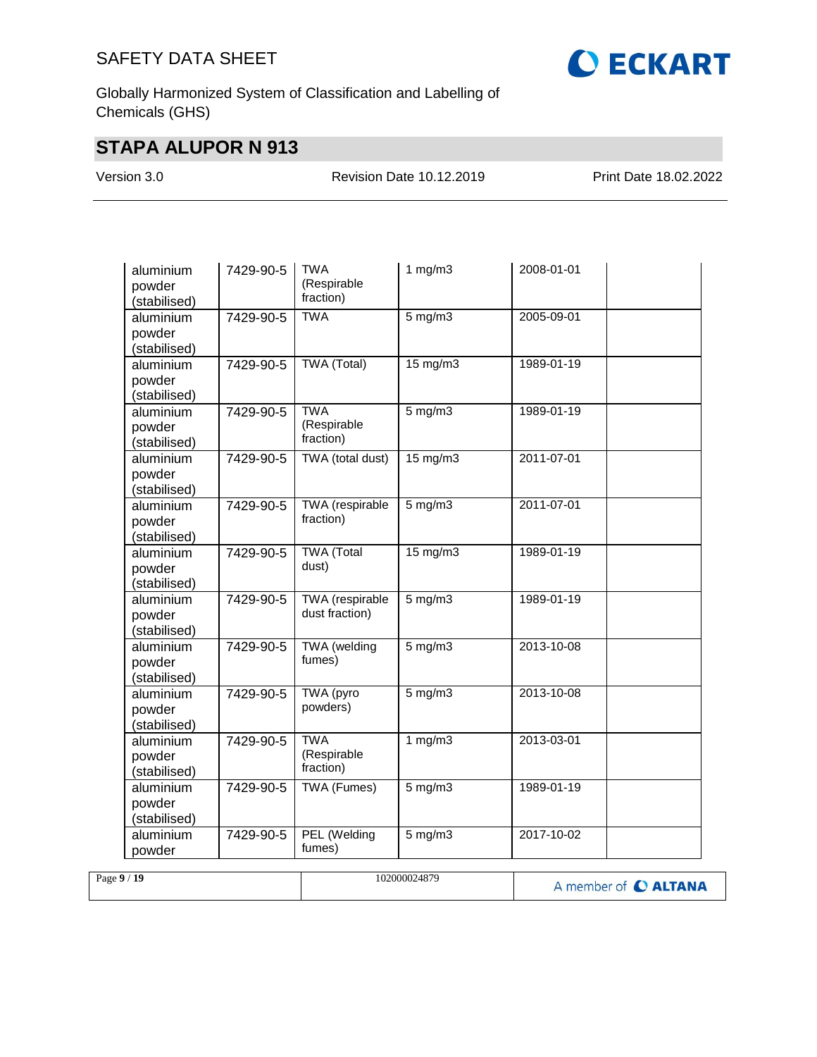| | | | | | |
|---|---|---|---|---|---|
| aluminium powder (stabilised) | 7429-90-5 | TWA (Respirable fraction) | 1 mg/m3 | 2008-01-01 | |
| aluminium powder (stabilised) | 7429-90-5 | TWA | 5 mg/m3 | 2005-09-01 | |
| aluminium powder (stabilised) | 7429-90-5 | TWA (Total) | 15 mg/m3 | 1989-01-19 | |
| aluminium powder (stabilised) | 7429-90-5 | TWA (Respirable fraction) | 5 mg/m3 | 1989-01-19 | |
| aluminium powder (stabilised) | 7429-90-5 | TWA (total dust) | 15 mg/m3 | 2011-07-01 | |
| aluminium powder (stabilised) | 7429-90-5 | TWA (respirable fraction) | 5 mg/m3 | 2011-07-01 | |
| aluminium powder (stabilised) | 7429-90-5 | TWA (Total dust) | 15 mg/m3 | 1989-01-19 | |
| aluminium powder (stabilised) | 7429-90-5 | TWA (respirable dust fraction) | 5 mg/m3 | 1989-01-19 | |
| aluminium powder (stabilised) | 7429-90-5 | TWA (welding fumes) | 5 mg/m3 | 2013-10-08 | |
| aluminium powder (stabilised) | 7429-90-5 | TWA (pyro powders) | 5 mg/m3 | 2013-10-08 | |
| aluminium powder (stabilised) | 7429-90-5 | TWA (Respirable fraction) | 1 mg/m3 | 2013-03-01 | |
| aluminium powder (stabilised) | 7429-90-5 | TWA (Fumes) | 5 mg/m3 | 1989-01-19 | |
| aluminium powder | 7429-90-5 | PEL (Welding fumes) | 5 mg/m3 | 2017-10-02 | |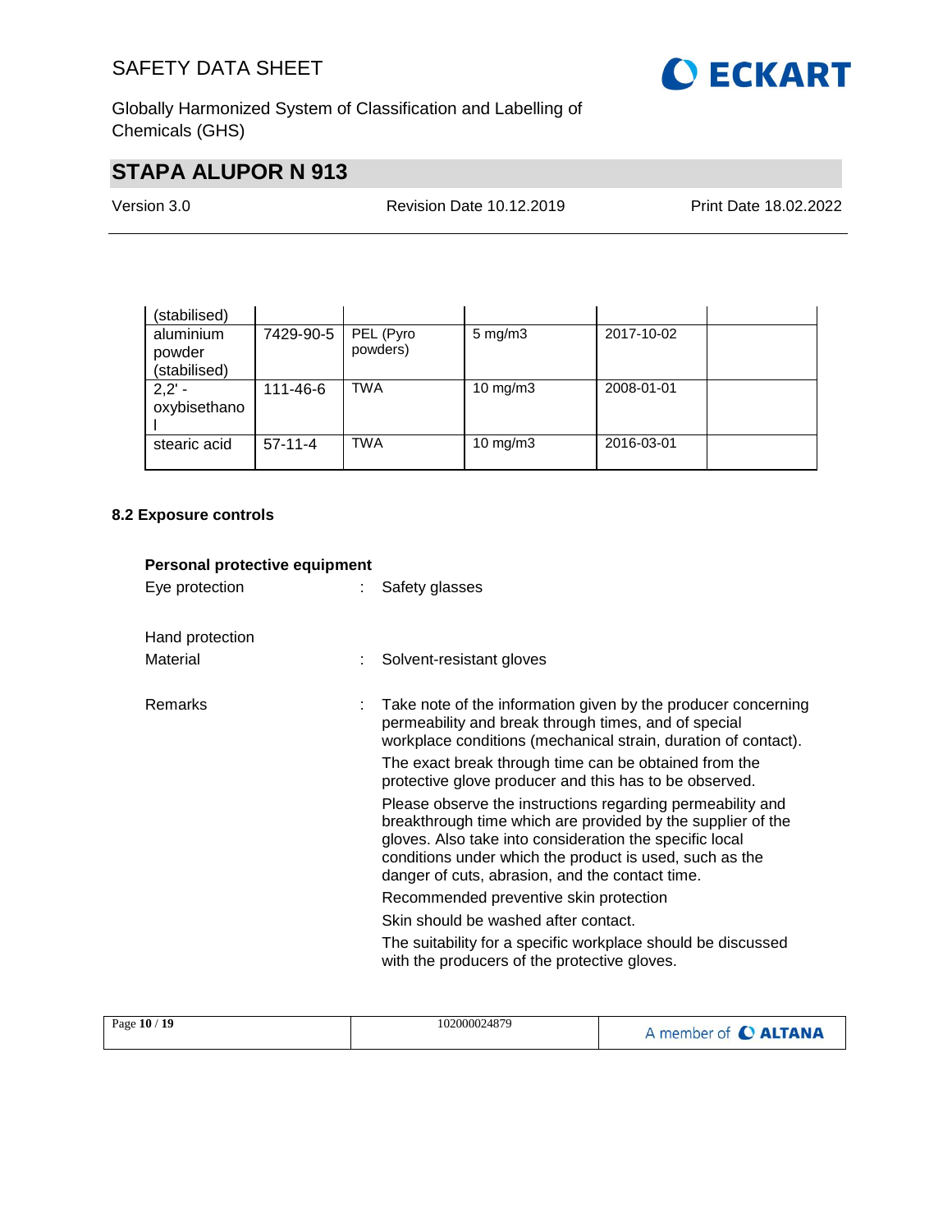| | | | | | |
|---|---|---|---|---|---|
| (stabilised) | | | | | |
| aluminium powder (stabilised) | 7429-90-5 | PEL (Pyro powders) | 5 mg/m3 | 2017-10-02 | |
| 2,2' -oxybisethanol | 111-46-6 | TWA | 10 mg/m3 | 2008-01-01 | |
| stearic acid | 57-11-4 | TWA | 10 mg/m3 | 2016-03-01 | |

### 8.2 Exposure controls

**Personal protective equipment**

Eye protection : Safety glasses

Hand protection

Material : Solvent-resistant gloves

Remarks : Take note of the information given by the producer concerning permeability and break through times, and of special workplace conditions (mechanical strain, duration of contact).

The exact break through time can be obtained from the protective glove producer and this has to be observed.

Please observe the instructions regarding permeability and breakthrough time which are provided by the supplier of the gloves. Also take into consideration the specific local conditions under which the product is used, such as the danger of cuts, abrasion, and the contact time.

Recommended preventive skin protection

Skin should be washed after contact.

The suitability for a specific workplace should be discussed with the producers of the protective gloves.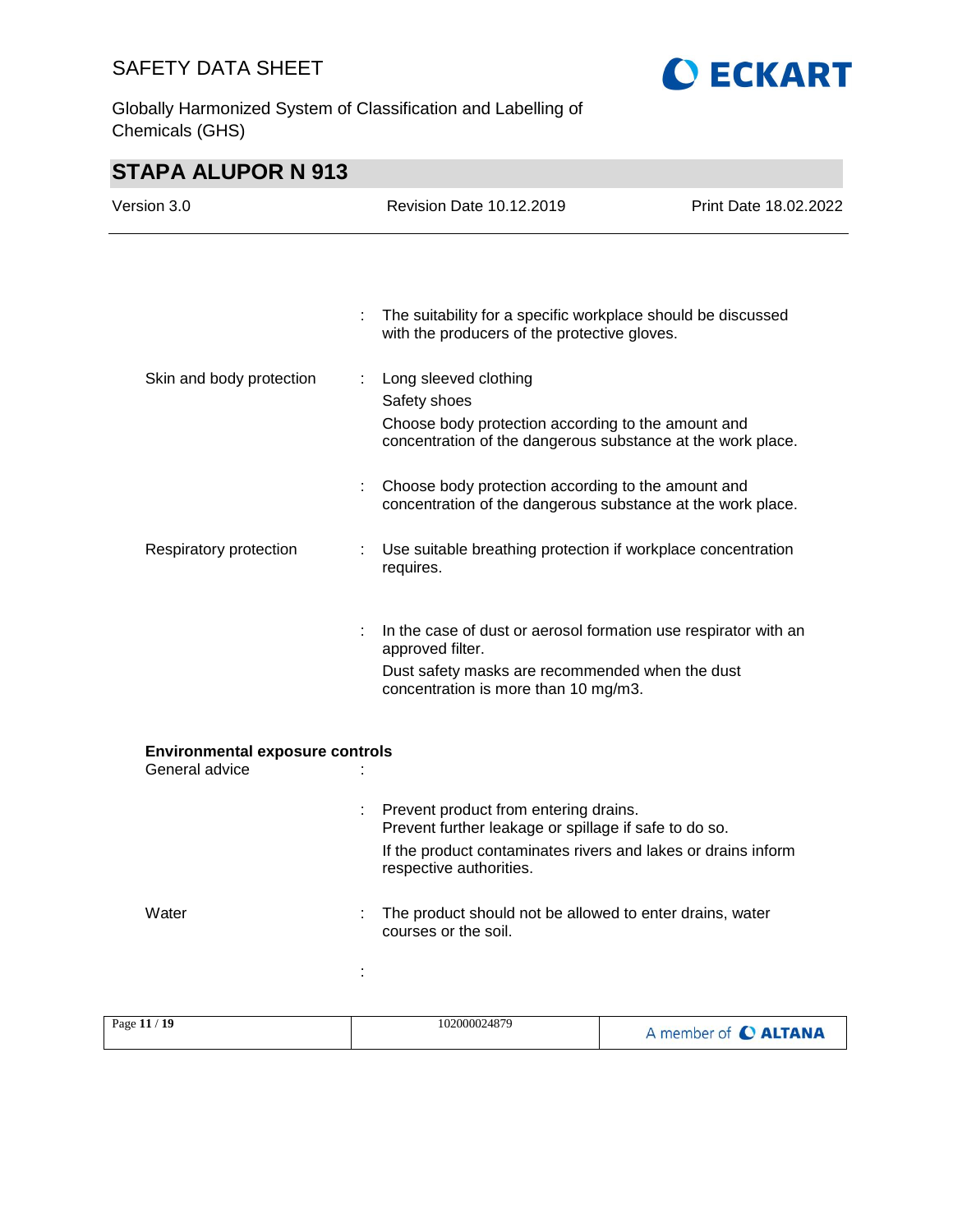| | | |
|---|---|---|
| | : | The suitability for a specific workplace should be discussed with the producers of the protective gloves. |
| Skin and body protection | : | Long sleeved clothing<br>Safety shoes<br>Choose body protection according to the amount and concentration of the dangerous substance at the work place. |
| | : | Choose body protection according to the amount and concentration of the dangerous substance at the work place. |
| Respiratory protection | : | Use suitable breathing protection if workplace concentration requires. |
| | : | In the case of dust or aerosol formation use respirator with an approved filter.<br>Dust safety masks are recommended when the dust concentration is more than 10 mg/m3. |

**Environmental exposure controls**

| | | |
|---|---|---|
| General advice | : | |
| | : | Prevent product from entering drains.<br>Prevent further leakage or spillage if safe to do so.<br>If the product contaminates rivers and lakes or drains inform respective authorities. |
| Water | : | The product should not be allowed to enter drains, water courses or the soil. |
| | : | |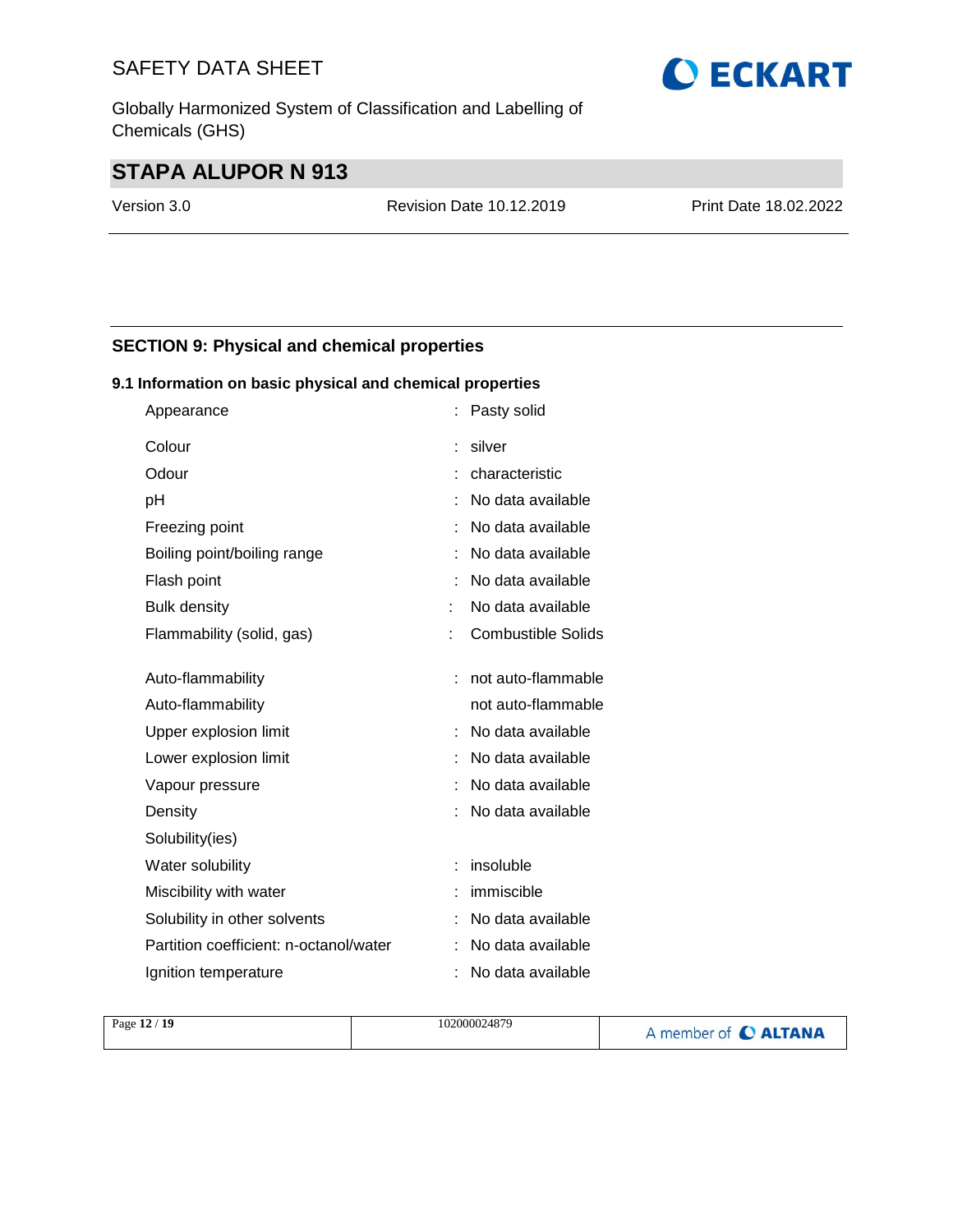## SECTION 9: Physical and chemical properties

### 9.1 Information on basic physical and chemical properties

| Property | | Value |
|---|---|---|
| Appearance | : | Pasty solid |
| Colour | : | silver |
| Odour | : | characteristic |
| pH | : | No data available |
| Freezing point | : | No data available |
| Boiling point/boiling range | : | No data available |
| Flash point | : | No data available |
| Bulk density | : | No data available |
| Flammability (solid, gas) | : | Combustible Solids |
| Auto-flammability | : | not auto-flammable |
| Auto-flammability | | not auto-flammable |
| Upper explosion limit | : | No data available |
| Lower explosion limit | : | No data available |
| Vapour pressure | : | No data available |
| Density | : | No data available |
| Solubility(ies) | | |
| Water solubility | : | insoluble |
| Miscibility with water | : | immiscible |
| Solubility in other solvents | : | No data available |
| Partition coefficient: n-octanol/water | : | No data available |
| Ignition temperature | : | No data available |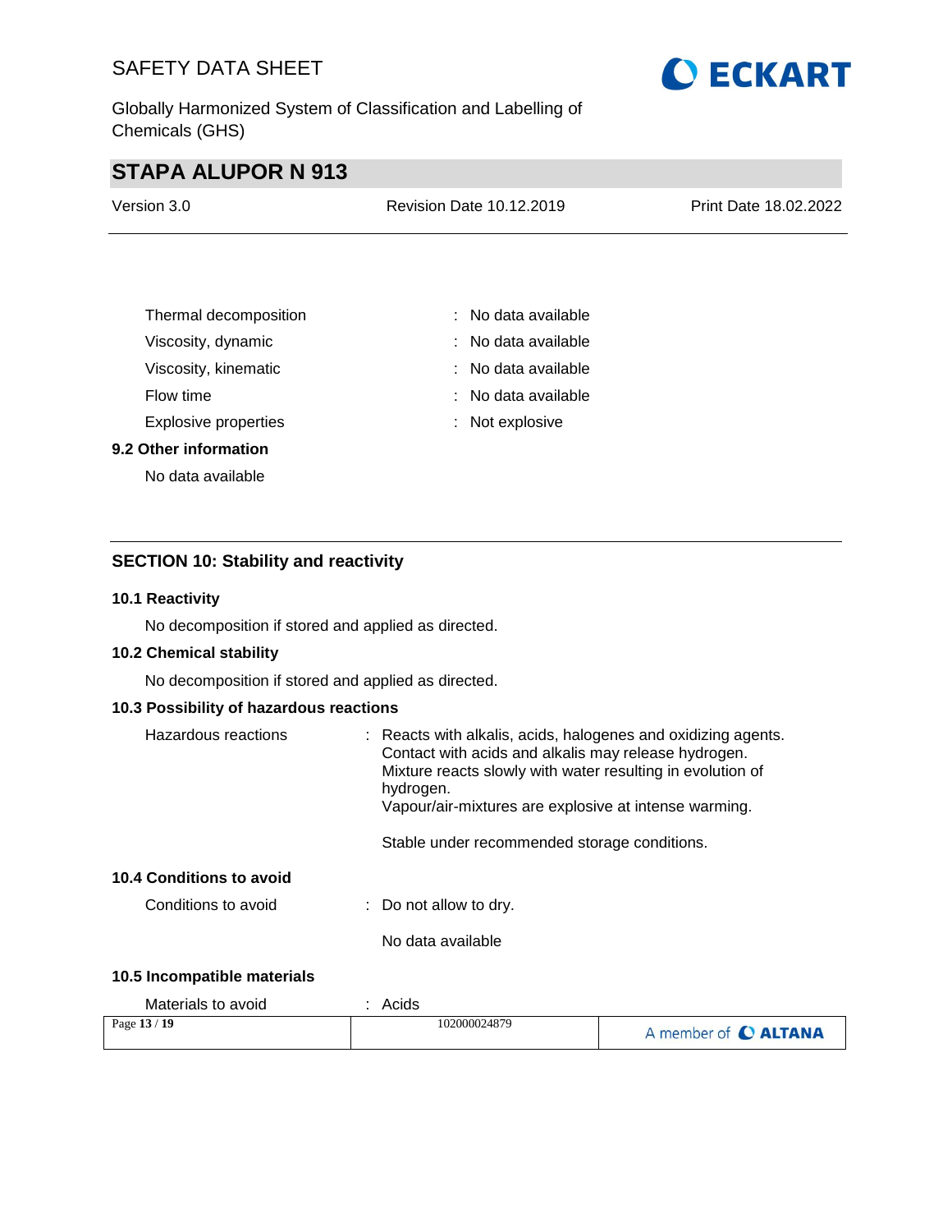| | |
|---|---|
| Thermal decomposition | : No data available |
| Viscosity, dynamic | : No data available |
| Viscosity, kinematic | : No data available |
| Flow time | : No data available |
| Explosive properties | : Not explosive |

**9.2 Other information**

No data available

## SECTION 10: Stability and reactivity

**10.1 Reactivity**

No decomposition if stored and applied as directed.

**10.2 Chemical stability**

No decomposition if stored and applied as directed.

**10.3 Possibility of hazardous reactions**

Hazardous reactions : Reacts with alkalis, acids, halogenes and oxidizing agents.
Contact with acids and alkalis may release hydrogen.
Mixture reacts slowly with water resulting in evolution of hydrogen.
Vapour/air-mixtures are explosive at intense warming.

Stable under recommended storage conditions.

**10.4 Conditions to avoid**

Conditions to avoid : Do not allow to dry.

No data available

**10.5 Incompatible materials**

Materials to avoid : Acids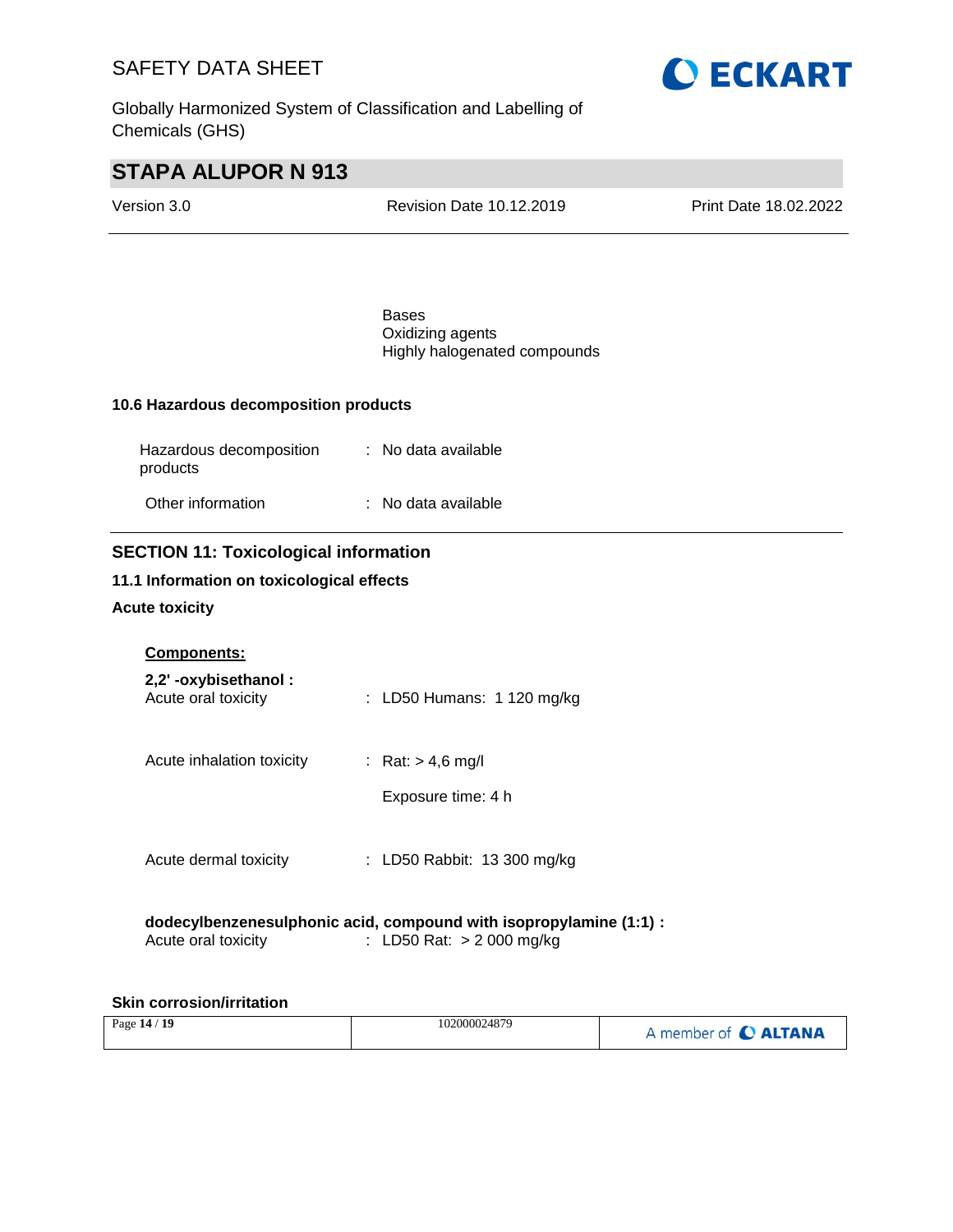Bases
Oxidizing agents
Highly halogenated compounds

**10.6 Hazardous decomposition products**

| | | |
|---|---|---|
| Hazardous decomposition products | : | No data available |
| Other information | : | No data available |

## SECTION 11: Toxicological information

### 11.1 Information on toxicological effects

**Acute toxicity**

**Components:**

**2,2' -oxybisethanol :**

| | | |
|---|---|---|
| Acute oral toxicity | : | LD50 Humans: 1 120 mg/kg |
| Acute inhalation toxicity | : | Rat: > 4,6 mg/l<br>Exposure time: 4 h |
| Acute dermal toxicity | : | LD50 Rabbit: 13 300 mg/kg |

**dodecylbenzenesulphonic acid, compound with isopropylamine (1:1) :**

| | | |
|---|---|---|
| Acute oral toxicity | : | LD50 Rat: > 2 000 mg/kg |

**Skin corrosion/irritation**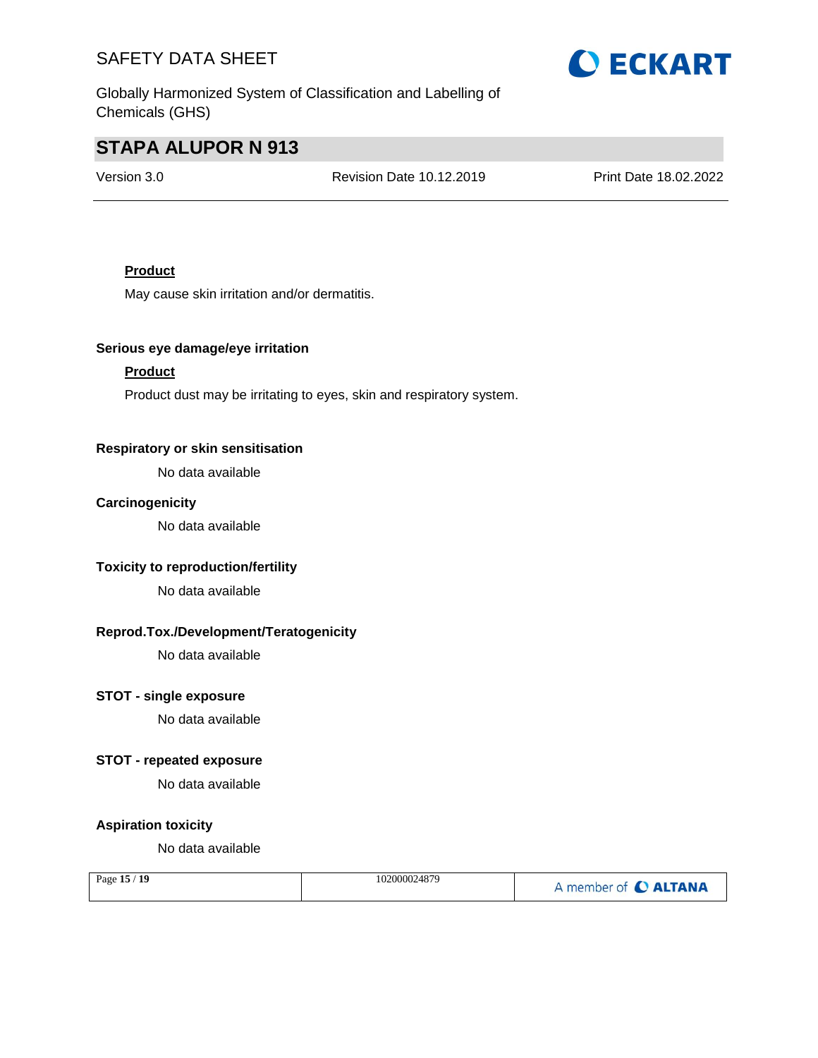**Product**

May cause skin irritation and/or dermatitis.

**Serious eye damage/eye irritation**

**Product**

Product dust may be irritating to eyes, skin and respiratory system.

**Respiratory or skin sensitisation**

No data available

**Carcinogenicity**

No data available

**Toxicity to reproduction/fertility**

No data available

**Reprod.Tox./Development/Teratogenicity**

No data available

**STOT - single exposure**

No data available

**STOT - repeated exposure**

No data available

**Aspiration toxicity**

No data available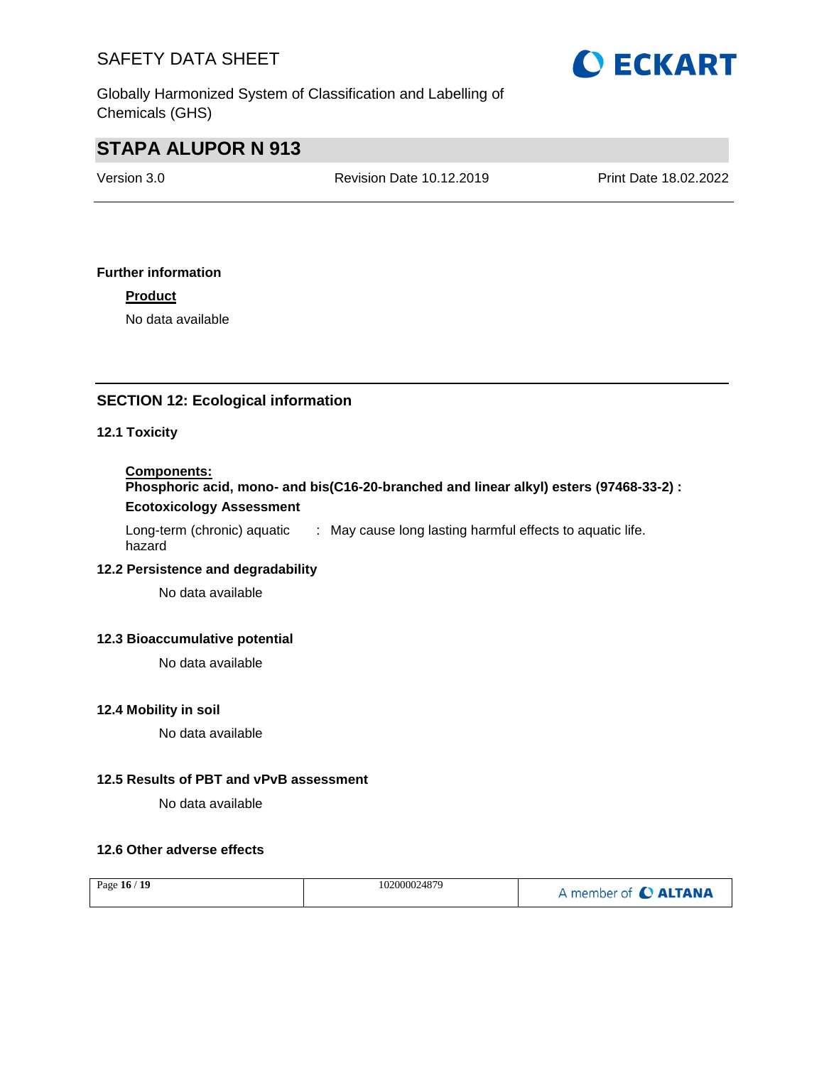**Further information**

**Product**

No data available

## SECTION 12: Ecological information

### 12.1 Toxicity

**Components:**

**Phosphoric acid, mono- and bis(C16-20-branched and linear alkyl) esters (97468-33-2) :**

**Ecotoxicology Assessment**

| | | |
|---|---|---|
| Long-term (chronic) aquatic hazard | : | May cause long lasting harmful effects to aquatic life. |

### 12.2 Persistence and degradability

No data available

### 12.3 Bioaccumulative potential

No data available

### 12.4 Mobility in soil

No data available

### 12.5 Results of PBT and vPvB assessment

No data available

### 12.6 Other adverse effects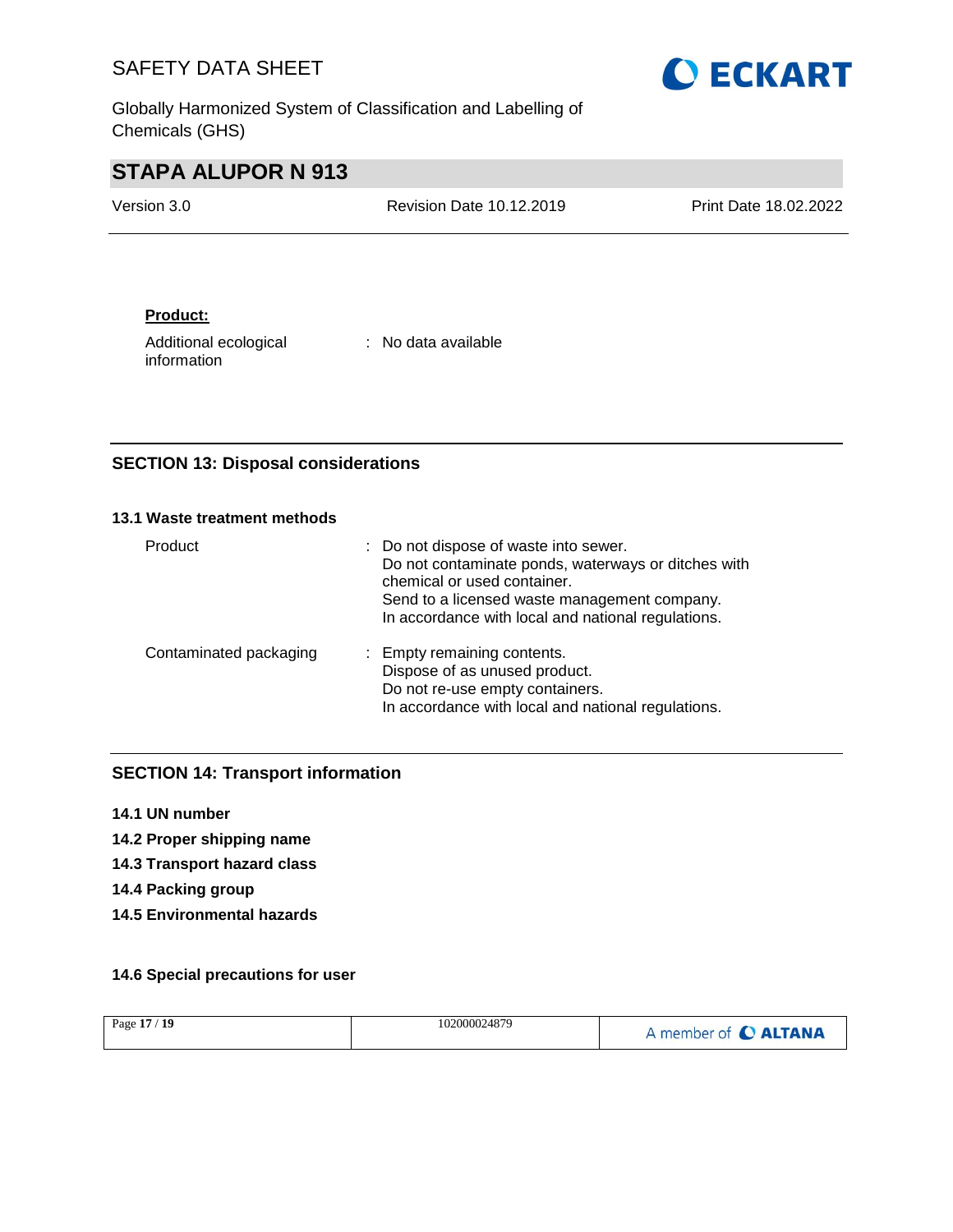**Product:**

| | |
|---|---|
| Additional ecological information | : No data available |

## SECTION 13: Disposal considerations

### 13.1 Waste treatment methods

| | |
|---|---|
| Product | : Do not dispose of waste into sewer. Do not contaminate ponds, waterways or ditches with chemical or used container. Send to a licensed waste management company. In accordance with local and national regulations. |
| Contaminated packaging | : Empty remaining contents. Dispose of as unused product. Do not re-use empty containers. In accordance with local and national regulations. |

## SECTION 14: Transport information

**14.1 UN number**

**14.2 Proper shipping name**

**14.3 Transport hazard class**

**14.4 Packing group**

**14.5 Environmental hazards**

**14.6 Special precautions for user**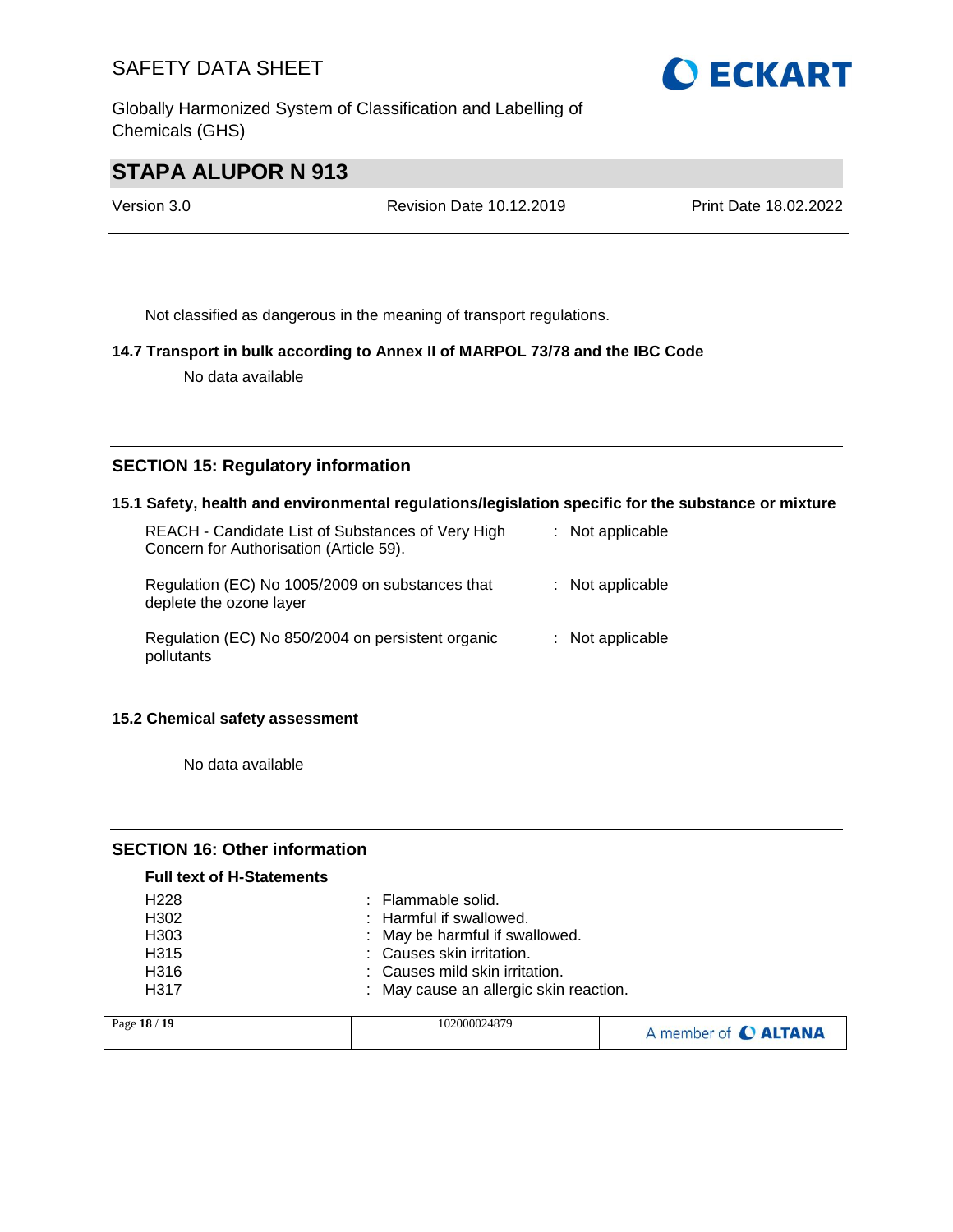Not classified as dangerous in the meaning of transport regulations.

**14.7 Transport in bulk according to Annex II of MARPOL 73/78 and the IBC Code**

No data available

## SECTION 15: Regulatory information

**15.1 Safety, health and environmental regulations/legislation specific for the substance or mixture**

| | |
|---|---|
| REACH - Candidate List of Substances of Very High Concern for Authorisation (Article 59). | : Not applicable |
| Regulation (EC) No 1005/2009 on substances that deplete the ozone layer | : Not applicable |
| Regulation (EC) No 850/2004 on persistent organic pollutants | : Not applicable |

**15.2 Chemical safety assessment**

No data available

## SECTION 16: Other information

**Full text of H-Statements**

| | |
|---|---|
| H228 | : Flammable solid. |
| H302 | : Harmful if swallowed. |
| H303 | : May be harmful if swallowed. |
| H315 | : Causes skin irritation. |
| H316 | : Causes mild skin irritation. |
| H317 | : May cause an allergic skin reaction. |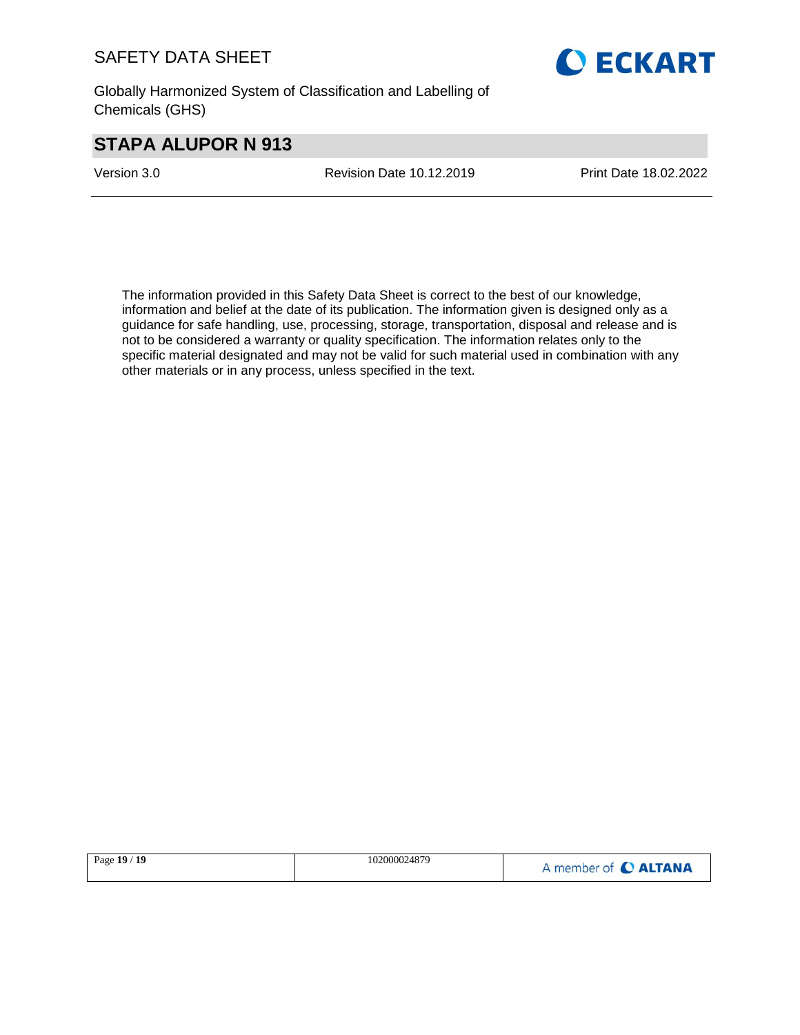The information provided in this Safety Data Sheet is correct to the best of our knowledge, information and belief at the date of its publication. The information given is designed only as a guidance for safe handling, use, processing, storage, transportation, disposal and release and is not to be considered a warranty or quality specification. The information relates only to the specific material designated and may not be valid for such material used in combination with any other materials or in any process, unless specified in the text.